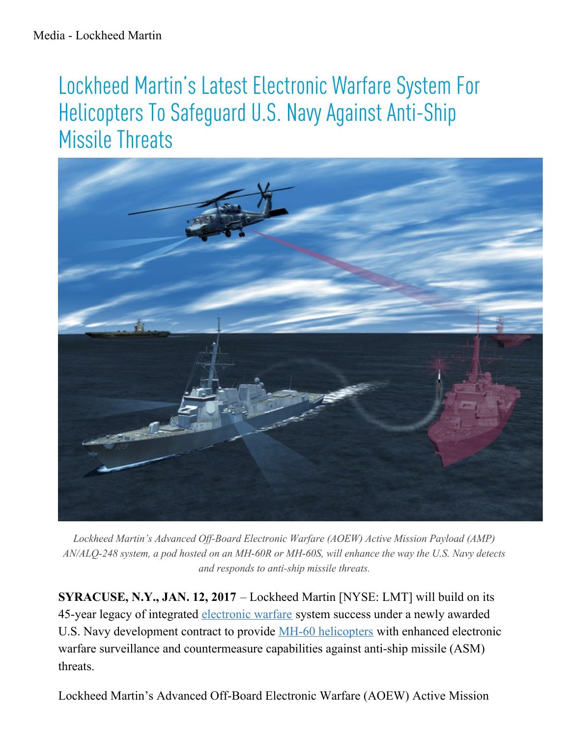Media - Lockheed Martin

# Lockheed Martin's Latest Electronic Warfare System For Helicopters To Safeguard U.S. Navy Against Anti-Ship Missile Threats

*Lockheed Martin's Advanced Off-Board Electronic Warfare (AOEW) Active Mission Payload (AMP) AN/ALQ-248 system, a pod hosted on an MH-60R or MH-60S, will enhance the way the U.S. Navy detects and responds to anti-ship missile threats.*

**SYRACUSE, N.Y., JAN. 12, 2017** – Lockheed Martin [NYSE: LMT] will build on its 45-year legacy of integrated electronic warfare system success under a newly awarded U.S. Navy development contract to provide MH-60 helicopters with enhanced electronic warfare surveillance and countermeasure capabilities against anti-ship missile (ASM) threats.

Lockheed Martin's Advanced Off-Board Electronic Warfare (AOEW) Active Mission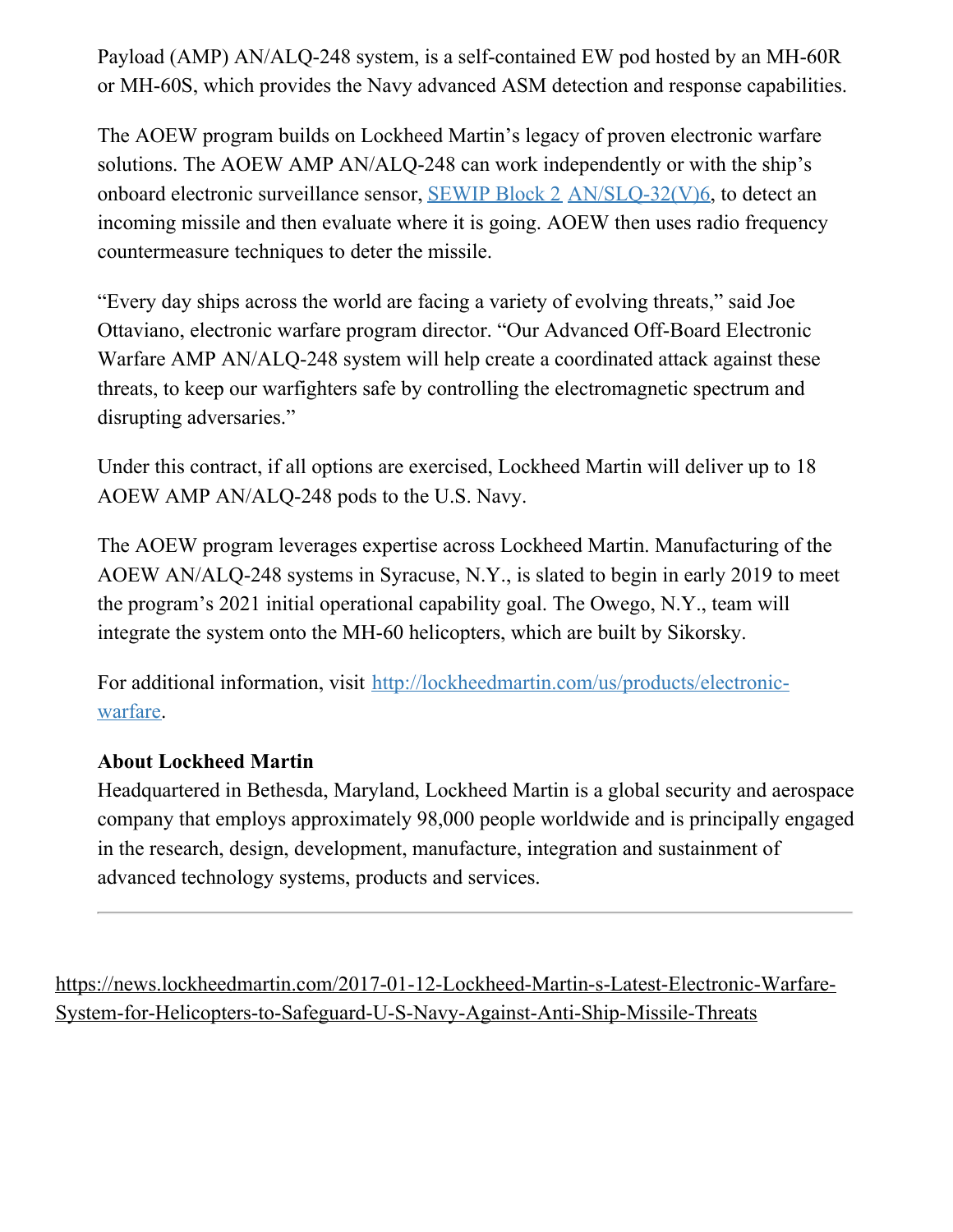Payload (AMP) AN/ALQ-248 system, is a self-contained EW pod hosted by an MH-60R or MH-60S, which provides the Navy advanced ASM detection and response capabilities.

The AOEW program builds on Lockheed Martin's legacy of proven electronic warfare solutions. The AOEW AMP AN/ALQ-248 can work independently or with the ship's onboard electronic surveillance sensor, [SEWIP Block 2](#) [AN/SLQ-32(V)6](#), to detect an incoming missile and then evaluate where it is going. AOEW then uses radio frequency countermeasure techniques to deter the missile.

"Every day ships across the world are facing a variety of evolving threats," said Joe Ottaviano, electronic warfare program director. "Our Advanced Off-Board Electronic Warfare AMP AN/ALQ-248 system will help create a coordinated attack against these threats, to keep our warfighters safe by controlling the electromagnetic spectrum and disrupting adversaries."

Under this contract, if all options are exercised, Lockheed Martin will deliver up to 18 AOEW AMP AN/ALQ-248 pods to the U.S. Navy.

The AOEW program leverages expertise across Lockheed Martin. Manufacturing of the AOEW AN/ALQ-248 systems in Syracuse, N.Y., is slated to begin in early 2019 to meet the program's 2021 initial operational capability goal. The Owego, N.Y., team will integrate the system onto the MH-60 helicopters, which are built by Sikorsky.

For additional information, visit [http://lockheedmartin.com/us/products/electronic-warfare](http://lockheedmartin.com/us/products/electronic-warfare).

**About Lockheed Martin**

Headquartered in Bethesda, Maryland, Lockheed Martin is a global security and aerospace company that employs approximately 98,000 people worldwide and is principally engaged in the research, design, development, manufacture, integration and sustainment of advanced technology systems, products and services.

---

https://news.lockheedmartin.com/2017-01-12-Lockheed-Martin-s-Latest-Electronic-Warfare-System-for-Helicopters-to-Safeguard-U-S-Navy-Against-Anti-Ship-Missile-Threats